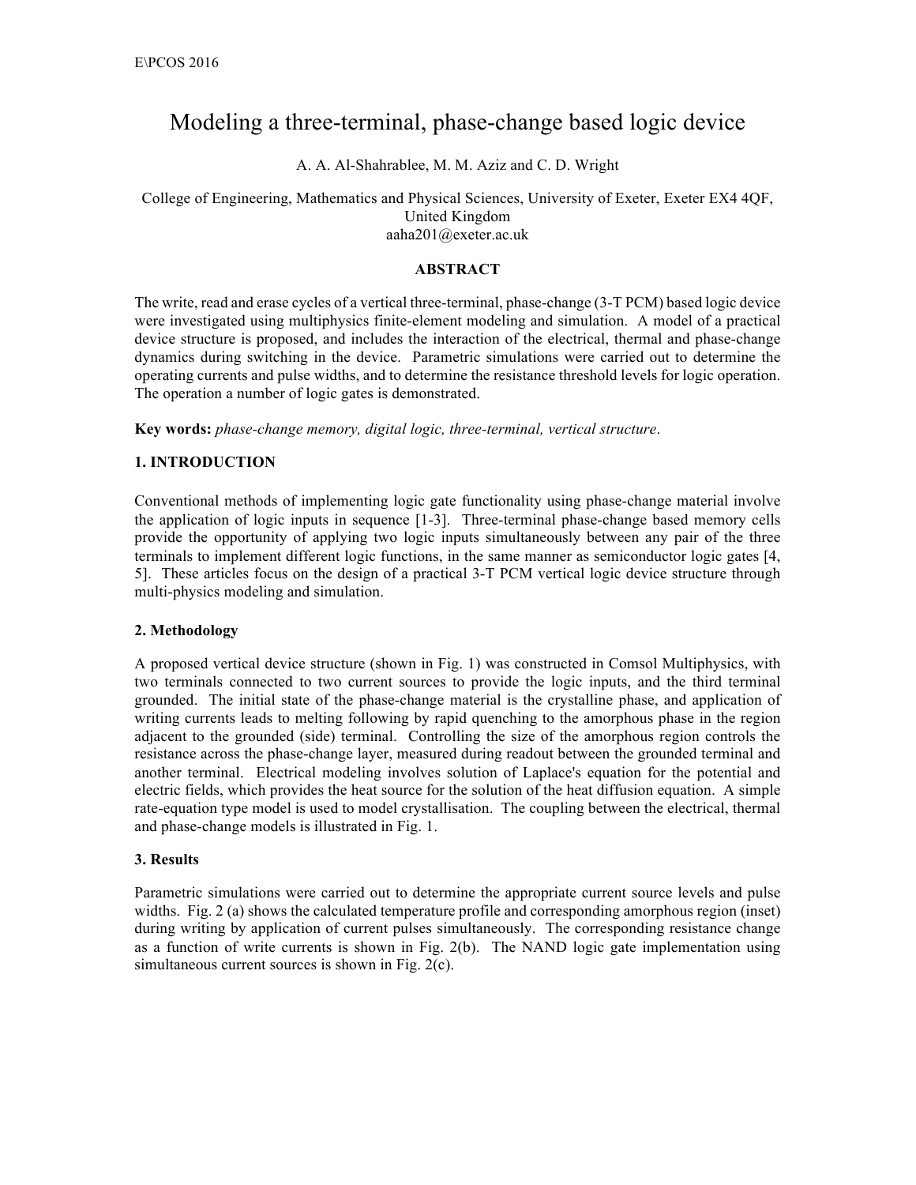# Modeling a three-terminal, phase-change based logic device

A. A. Al-Shahrablee, M. M. Aziz and C. D. Wright

College of Engineering, Mathematics and Physical Sciences, University of Exeter, Exeter EX4 4QF, United Kingdom
aaha201@exeter.ac.uk

## ABSTRACT

The write, read and erase cycles of a vertical three-terminal, phase-change (3-T PCM) based logic device were investigated using multiphysics finite-element modeling and simulation. A model of a practical device structure is proposed, and includes the interaction of the electrical, thermal and phase-change dynamics during switching in the device. Parametric simulations were carried out to determine the operating currents and pulse widths, and to determine the resistance threshold levels for logic operation. The operation a number of logic gates is demonstrated.

**Key words:** *phase-change memory, digital logic, three-terminal, vertical structure*.

## 1. INTRODUCTION

Conventional methods of implementing logic gate functionality using phase-change material involve the application of logic inputs in sequence [1-3]. Three-terminal phase-change based memory cells provide the opportunity of applying two logic inputs simultaneously between any pair of the three terminals to implement different logic functions, in the same manner as semiconductor logic gates [4, 5]. These articles focus on the design of a practical 3-T PCM vertical logic device structure through multi-physics modeling and simulation.

## 2. Methodology

A proposed vertical device structure (shown in Fig. 1) was constructed in Comsol Multiphysics, with two terminals connected to two current sources to provide the logic inputs, and the third terminal grounded. The initial state of the phase-change material is the crystalline phase, and application of writing currents leads to melting following by rapid quenching to the amorphous phase in the region adjacent to the grounded (side) terminal. Controlling the size of the amorphous region controls the resistance across the phase-change layer, measured during readout between the grounded terminal and another terminal. Electrical modeling involves solution of Laplace's equation for the potential and electric fields, which provides the heat source for the solution of the heat diffusion equation. A simple rate-equation type model is used to model crystallisation. The coupling between the electrical, thermal and phase-change models is illustrated in Fig. 1.

## 3. Results

Parametric simulations were carried out to determine the appropriate current source levels and pulse widths. Fig. 2 (a) shows the calculated temperature profile and corresponding amorphous region (inset) during writing by application of current pulses simultaneously. The corresponding resistance change as a function of write currents is shown in Fig. 2(b). The NAND logic gate implementation using simultaneous current sources is shown in Fig. 2(c).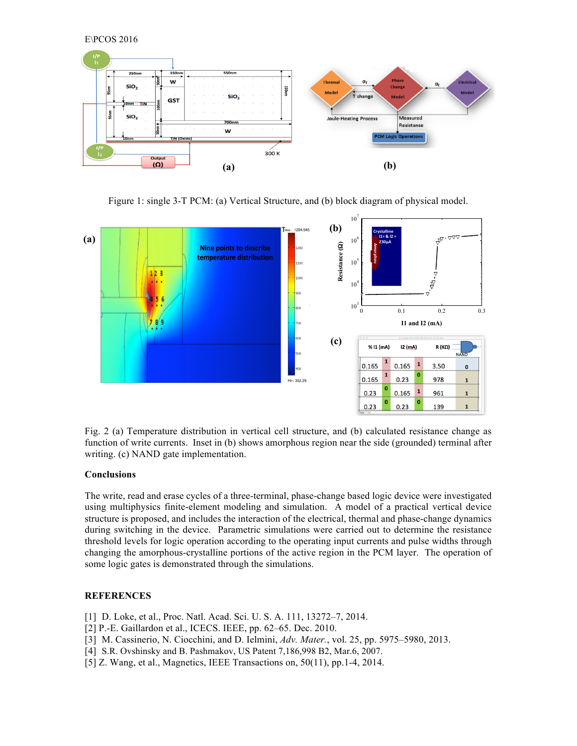Figure 1: single 3-T PCM: (a) Vertical Structure, and (b) block diagram of physical model.

Fig. 2 (a) Temperature distribution in vertical cell structure, and (b) calculated resistance change as function of write currents. Inset in (b) shows amorphous region near the side (grounded) terminal after writing. (c) NAND gate implementation.

### Conclusions

The write, read and erase cycles of a three-terminal, phase-change based logic device were investigated using multiphysics finite-element modeling and simulation. A model of a practical vertical device structure is proposed, and includes the interaction of the electrical, thermal and phase-change dynamics during switching in the device. Parametric simulations were carried out to determine the resistance threshold levels for logic operation according to the operating input currents and pulse widths through changing the amorphous-crystalline portions of the active region in the PCM layer. The operation of some logic gates is demonstrated through the simulations.

### REFERENCES

[1] D. Loke, et al., Proc. Natl. Acad. Sci. U. S. A. 111, 13272–7, 2014.
[2] P.-E. Gaillardon et al., ICECS. IEEE, pp. 62–65. Dec. 2010.
[3] M. Cassinerio, N. Ciocchini, and D. Ielmini, *Adv. Mater.*, vol. 25, pp. 5975–5980, 2013.
[4] S.R. Ovshinsky and B. Pashmakov, US Patent 7,186,998 B2, Mar.6, 2007.
[5] Z. Wang, et al., Magnetics, IEEE Transactions on, 50(11), pp.1-4, 2014.